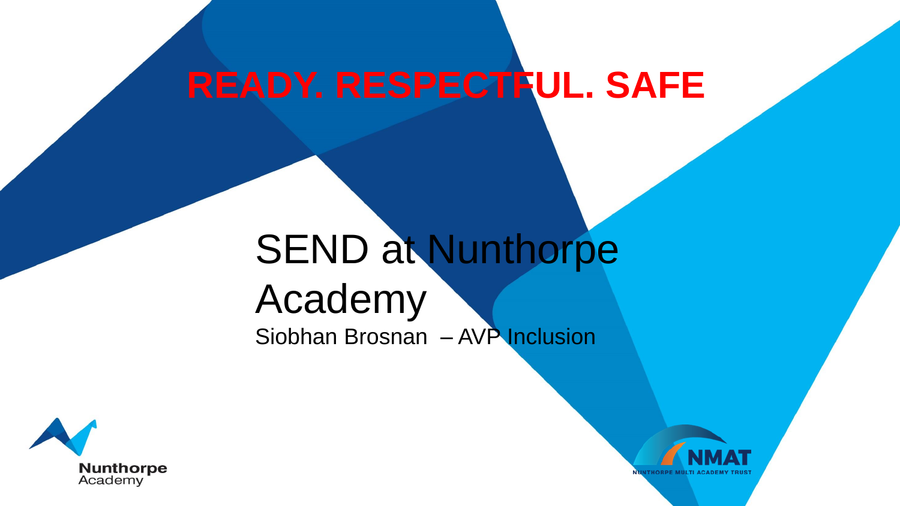**READY. RESPECTFUL. SAFE**

# SEND at Nunthorpe Academy

Siobhan Brosnan – AVP Inclusion

Nunthorpe Academy

NMAT

NUNTHORPE MULTI ACADEMY TRUST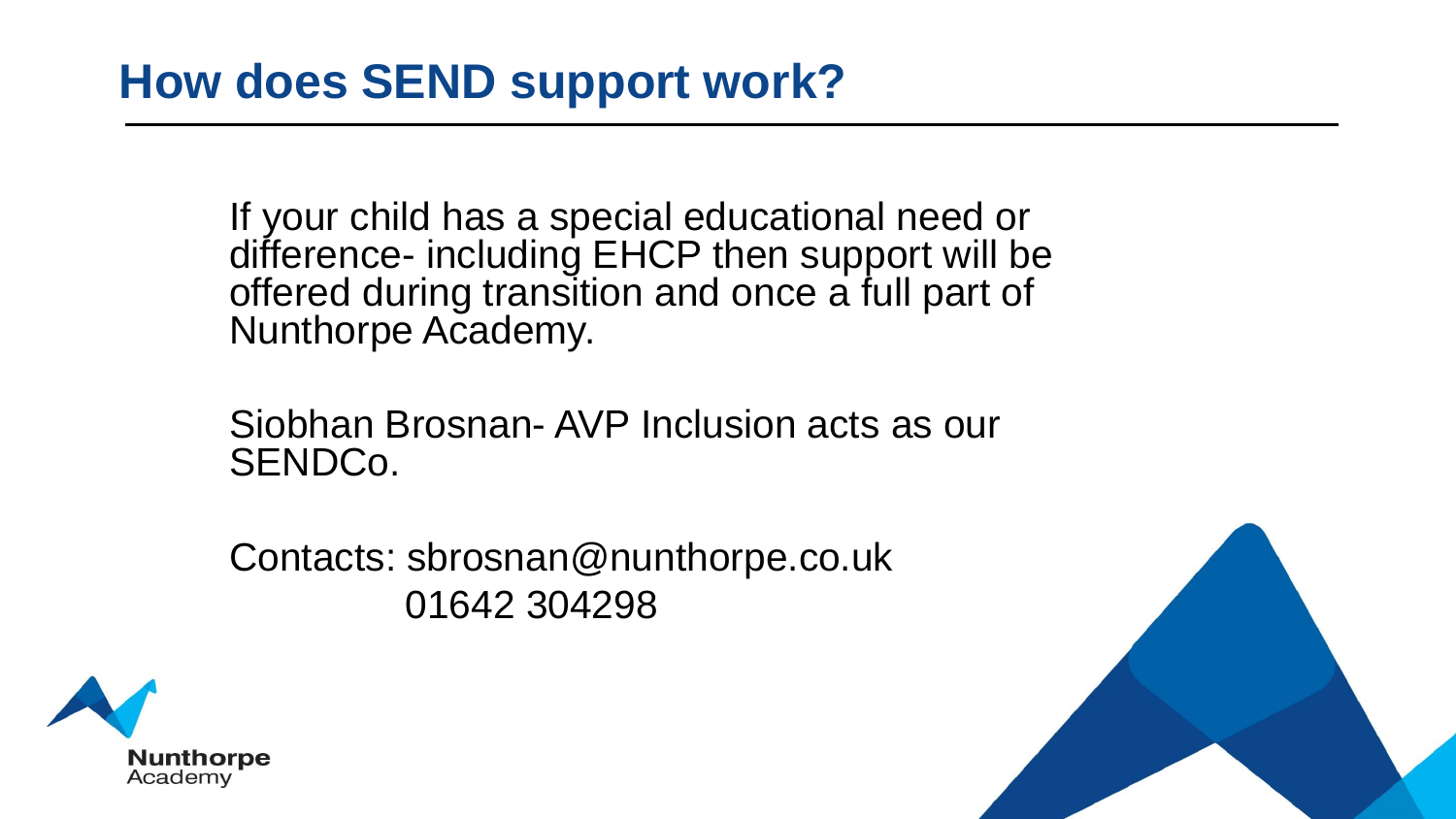# How does SEND support work?

If your child has a special educational need or difference- including EHCP then support will be offered during transition and once a full part of Nunthorpe Academy.

Siobhan Brosnan- AVP Inclusion acts as our SENDCo.

Contacts: sbrosnan@nunthorpe.co.uk
01642 304298

Nunthorpe
Academy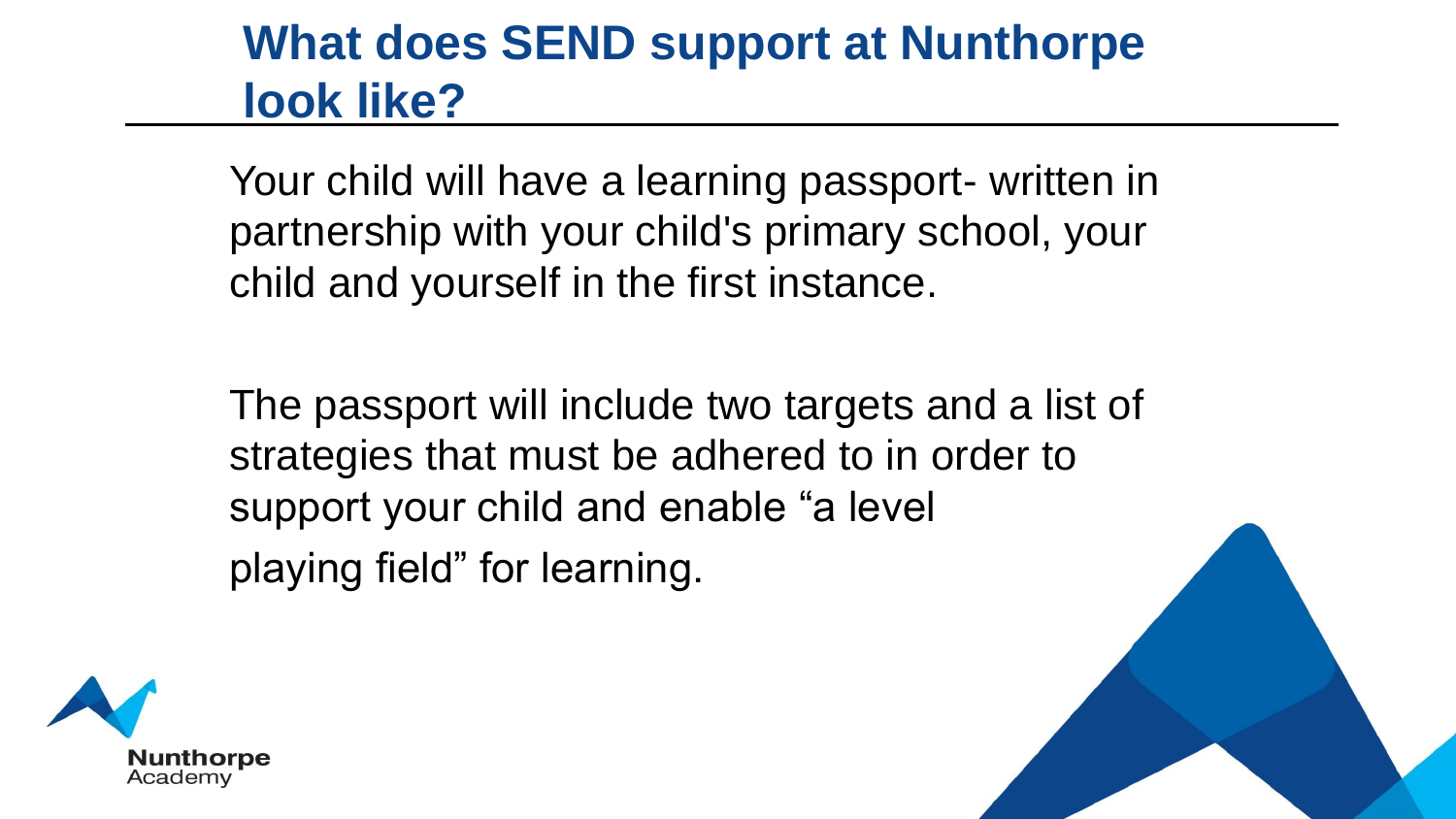# What does SEND support at Nunthorpe look like?

Your child will have a learning passport- written in partnership with your child's primary school, your child and yourself in the first instance.

The passport will include two targets and a list of strategies that must be adhered to in order to support your child and enable “a level playing field” for learning.

Nunthorpe Academy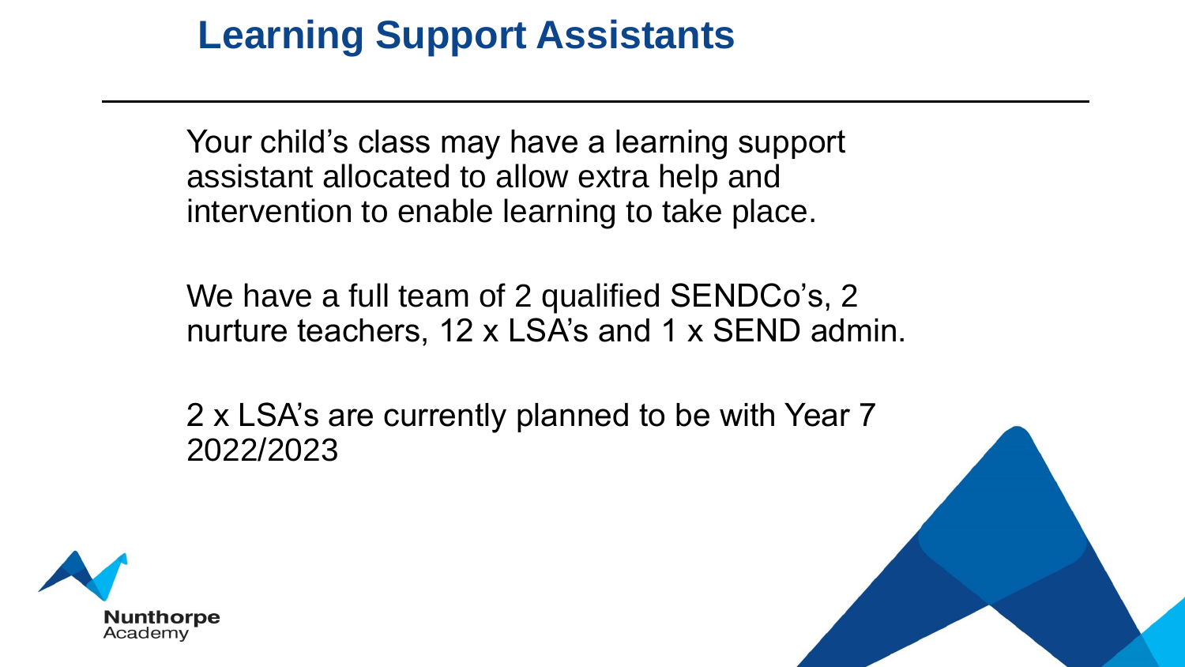# Learning Support Assistants

Your child's class may have a learning support assistant allocated to allow extra help and intervention to enable learning to take place.

We have a full team of 2 qualified SENDCo's, 2 nurture teachers, 12 x LSA's and 1 x SEND admin.

2 x LSA's are currently planned to be with Year 7 2022/2023

Nunthorpe Academy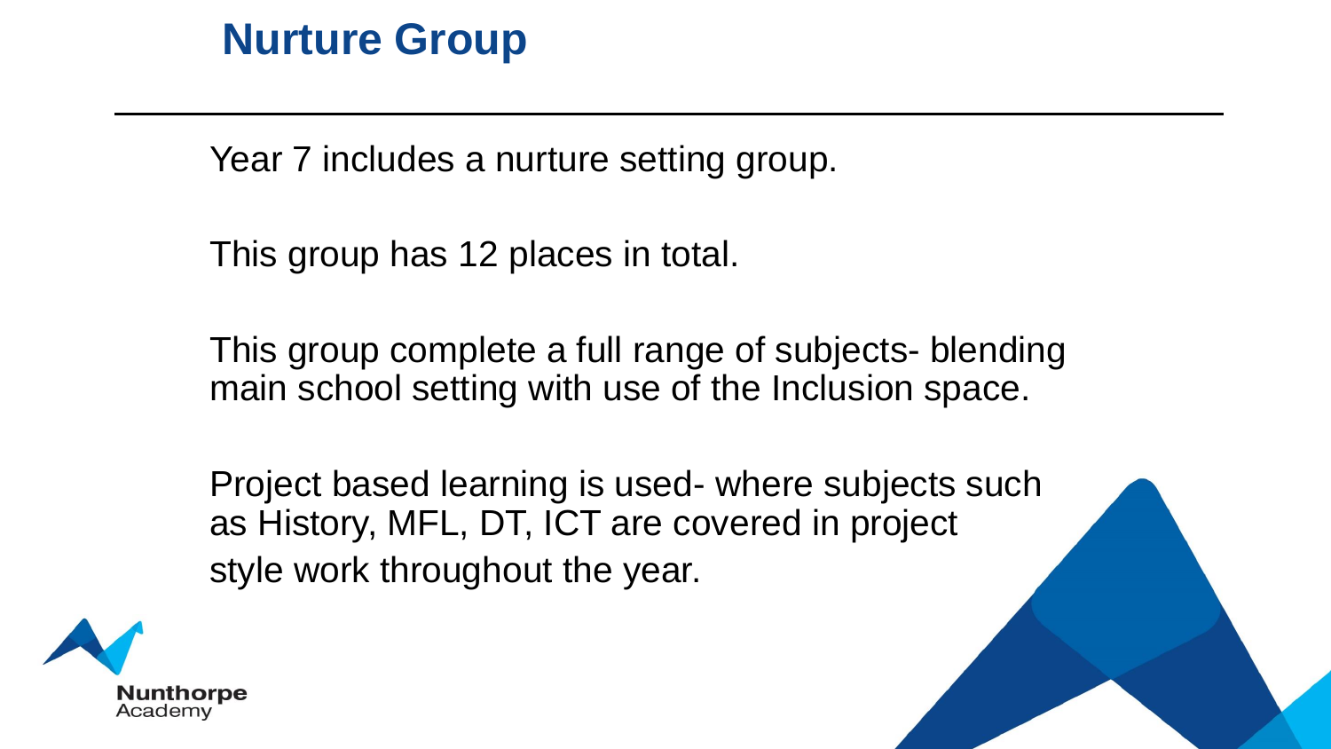# Nurture Group

Year 7 includes a nurture setting group.

This group has 12 places in total.

This group complete a full range of subjects- blending main school setting with use of the Inclusion space.

Project based learning is used- where subjects such as History, MFL, DT, ICT are covered in project style work throughout the year.

Nunthorpe Academy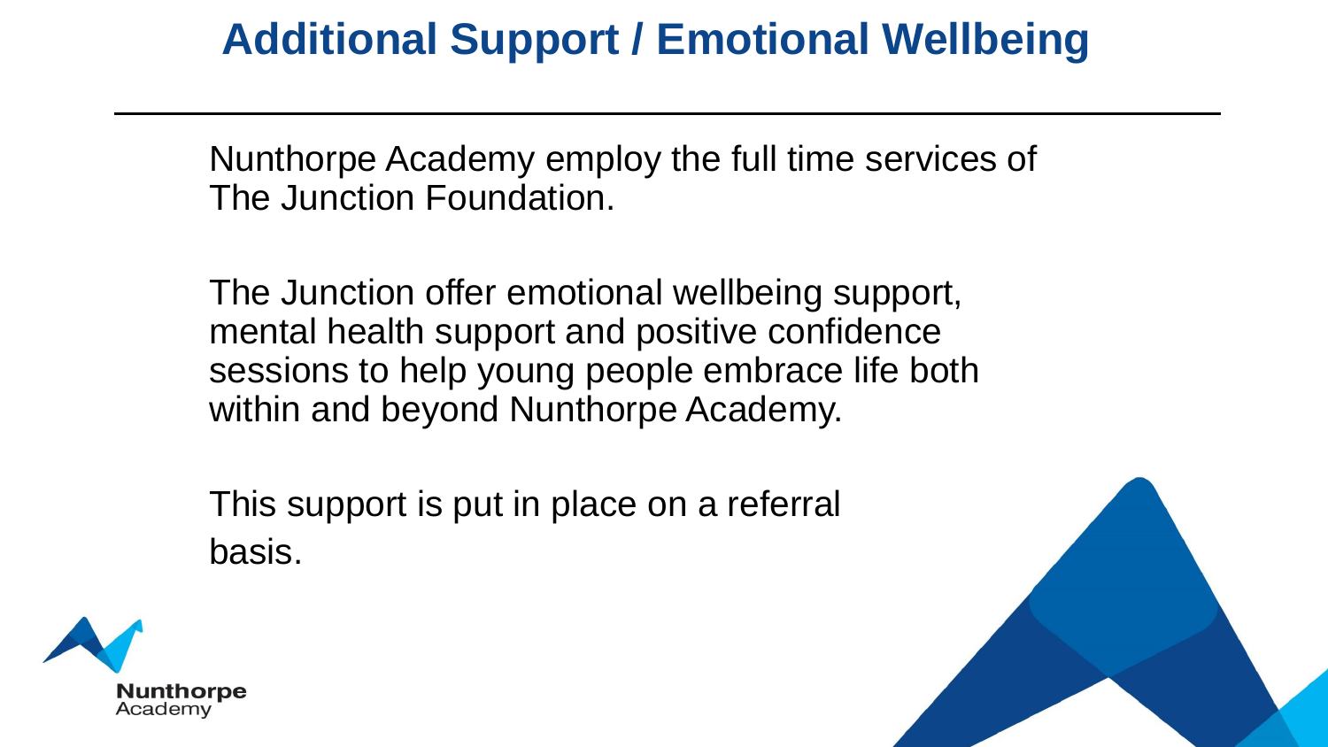# Additional Support / Emotional Wellbeing

Nunthorpe Academy employ the full time services of The Junction Foundation.

The Junction offer emotional wellbeing support, mental health support and positive confidence sessions to help young people embrace life both within and beyond Nunthorpe Academy.

This support is put in place on a referral basis.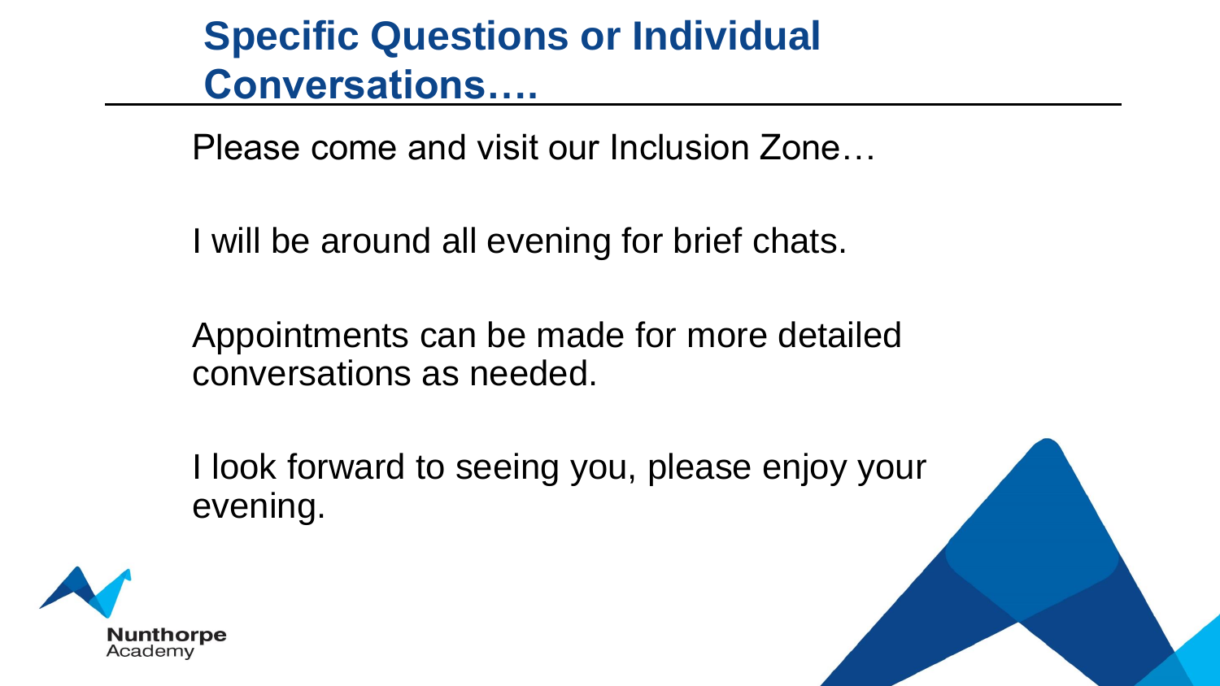# Specific Questions or Individual Conversations….

Please come and visit our Inclusion Zone…

I will be around all evening for brief chats.

Appointments can be made for more detailed conversations as needed.

I look forward to seeing you, please enjoy your evening.

Nunthorpe Academy